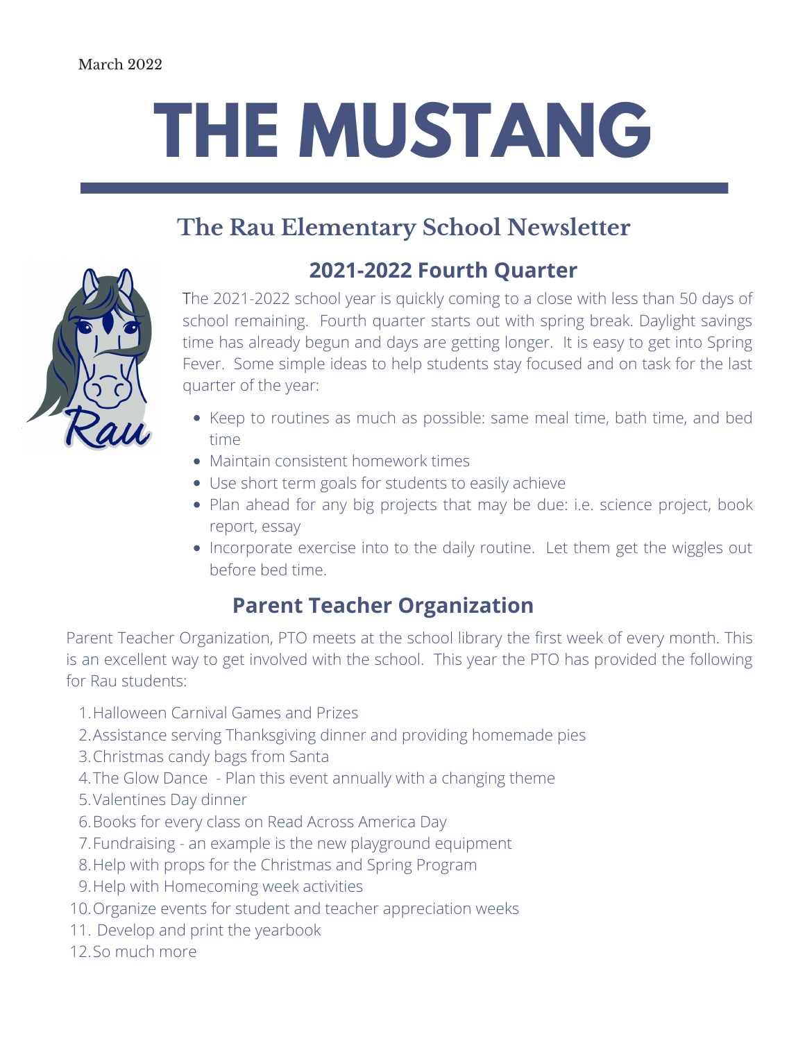March 2022

# THE MUSTANG

## The Rau Elementary School Newsletter

### 2021-2022 Fourth Quarter

The 2021-2022 school year is quickly coming to a close with less than 50 days of school remaining. Fourth quarter starts out with spring break. Daylight savings time has already begun and days are getting longer. It is easy to get into Spring Fever. Some simple ideas to help students stay focused and on task for the last quarter of the year:

- Keep to routines as much as possible: same meal time, bath time, and bed time
- Maintain consistent homework times
- Use short term goals for students to easily achieve
- Plan ahead for any big projects that may be due: i.e. science project, book report, essay
- Incorporate exercise into to the daily routine. Let them get the wiggles out before bed time.

### Parent Teacher Organization

Parent Teacher Organization, PTO meets at the school library the first week of every month. This is an excellent way to get involved with the school. This year the PTO has provided the following for Rau students:

1. Halloween Carnival Games and Prizes
2. Assistance serving Thanksgiving dinner and providing homemade pies
3. Christmas candy bags from Santa
4. The Glow Dance - Plan this event annually with a changing theme
5. Valentines Day dinner
6. Books for every class on Read Across America Day
7. Fundraising - an example is the new playground equipment
8. Help with props for the Christmas and Spring Program
9. Help with Homecoming week activities
10. Organize events for student and teacher appreciation weeks
11. Develop and print the yearbook
12. So much more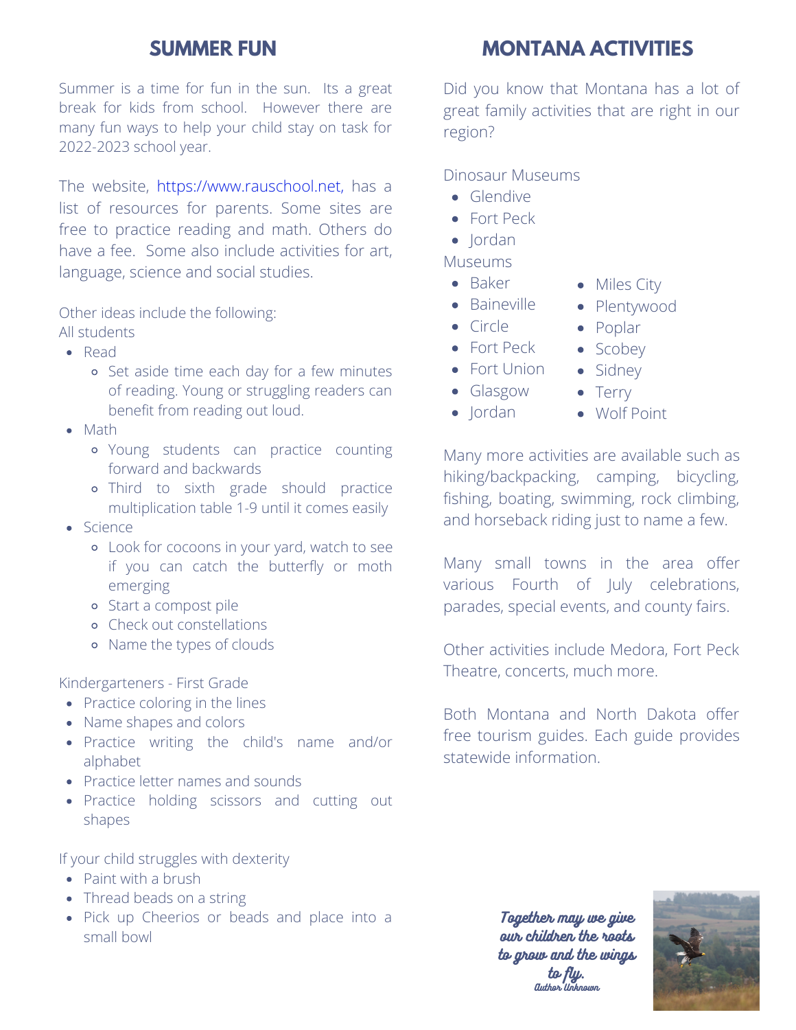## SUMMER FUN

Summer is a time for fun in the sun. Its a great break for kids from school. However there are many fun ways to help your child stay on task for 2022-2023 school year.

The website, https://www.rauschool.net, has a list of resources for parents. Some sites are free to practice reading and math. Others do have a fee. Some also include activities for art, language, science and social studies.

Other ideas include the following:
All students

- Read
  - Set aside time each day for a few minutes of reading. Young or struggling readers can benefit from reading out loud.
- Math
  - Young students can practice counting forward and backwards
  - Third to sixth grade should practice multiplication table 1-9 until it comes easily
- Science
  - Look for cocoons in your yard, watch to see if you can catch the butterfly or moth emerging
  - Start a compost pile
  - Check out constellations
  - Name the types of clouds

Kindergarteners - First Grade

- Practice coloring in the lines
- Name shapes and colors
- Practice writing the child's name and/or alphabet
- Practice letter names and sounds
- Practice holding scissors and cutting out shapes

If your child struggles with dexterity

- Paint with a brush
- Thread beads on a string
- Pick up Cheerios or beads and place into a small bowl

## MONTANA ACTIVITIES

Did you know that Montana has a lot of great family activities that are right in our region?

Dinosaur Museums

- Glendive
- Fort Peck
- Jordan

Museums

- Baker
- Baineville
- Circle
- Fort Peck
- Fort Union
- Glasgow
- Jordan
- Miles City
- Plentywood
- Poplar
- Scobey
- Sidney
- Terry
- Wolf Point

Many more activities are available such as hiking/backpacking, camping, bicycling, fishing, boating, swimming, rock climbing, and horseback riding just to name a few.

Many small towns in the area offer various Fourth of July celebrations, parades, special events, and county fairs.

Other activities include Medora, Fort Peck Theatre, concerts, much more.

Both Montana and North Dakota offer free tourism guides. Each guide provides statewide information.

*Together may we give our children the roots to grow and the wings to fly.*
*Author Unknown*